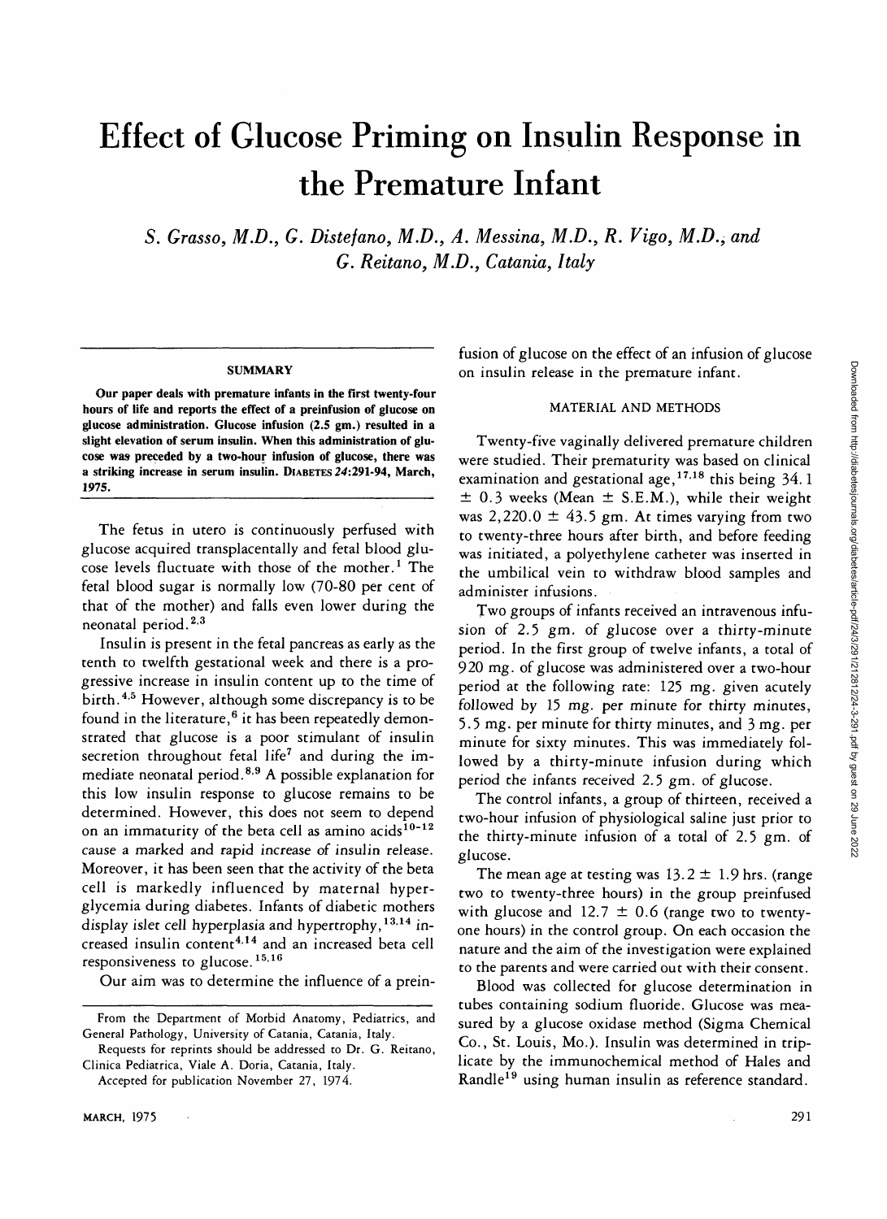# Effect of Glucose Priming on Insulin Response in the Premature Infant

*S. Grasso, M.D., G. Distefano, M.D., A. Messina, M.D., R. Vigo, M.D., and G. Reitano, M.D., Catania, Italy*

## SUMMARY

**Our paper deals with premature infants in the first twenty-four hours of life and reports the effect of a preinfusion of glucose on glucose administration. Glucose infusion (2.5 gm.) resulted in a slight elevation of serum insulin. When this administration of glucose was preceded by a two-hour infusion of glucose, there was a striking increase in serum insulin.** DIABETES *24*:291-94, March, 1975.

The fetus in utero is continuously perfused with glucose acquired transplacentally and fetal blood glucose levels fluctuate with those of the mother.[1] The fetal blood sugar is normally low (70-80 per cent of that of the mother) and falls even lower during the neonatal period.[2,3]

Insulin is present in the fetal pancreas as early as the tenth to twelfth gestational week and there is a progressive increase in insulin content up to the time of birth.[4,5] However, although some discrepancy is to be found in the literature,[6] it has been repeatedly demonstrated that glucose is a poor stimulant of insulin secretion throughout fetal life[7] and during the immediate neonatal period.[8,9] A possible explanation for this low insulin response to glucose remains to be determined. However, this does not seem to depend on an immaturity of the beta cell as amino acids[10-12] cause a marked and rapid increase of insulin release. Moreover, it has been seen that the activity of the beta cell is markedly influenced by maternal hyperglycemia during diabetes. Infants of diabetic mothers display islet cell hyperplasia and hypertrophy,[13,14] increased insulin content[4,14] and an increased beta cell responsiveness to glucose.[15,16]

Our aim was to determine the influence of a preinfusion of glucose on the effect of an infusion of glucose on insulin release in the premature infant.

## MATERIAL AND METHODS

Twenty-five vaginally delivered premature children were studied. Their prematurity was based on clinical examination and gestational age,[17,18] this being 34.1 $\pm$ 0.3 weeks (Mean $\pm$ S.E.M.), while their weight was 2,220.0 $\pm$ 43.5 gm. At times varying from two to twenty-three hours after birth, and before feeding was initiated, a polyethylene catheter was inserted in the umbilical vein to withdraw blood samples and administer infusions.

Two groups of infants received an intravenous infusion of 2.5 gm. of glucose over a thirty-minute period. In the first group of twelve infants, a total of 920 mg. of glucose was administered over a two-hour period at the following rate: 125 mg. given acutely followed by 15 mg. per minute for thirty minutes, 5.5 mg. per minute for thirty minutes, and 3 mg. per minute for sixty minutes. This was immediately followed by a thirty-minute infusion during which period the infants received 2.5 gm. of glucose.

The control infants, a group of thirteen, received a two-hour infusion of physiological saline just prior to the thirty-minute infusion of a total of 2.5 gm. of glucose.

The mean age at testing was 13.2 $\pm$ 1.9 hrs. (range two to twenty-three hours) in the group preinfused with glucose and 12.7 $\pm$ 0.6 (range two to twenty-one hours) in the control group. On each occasion the nature and the aim of the investigation were explained to the parents and were carried out with their consent.

Blood was collected for glucose determination in tubes containing sodium fluoride. Glucose was measured by a glucose oxidase method (Sigma Chemical Co., St. Louis, Mo.). Insulin was determined in triplicate by the immunochemical method of Hales and Randle[19] using human insulin as reference standard.

From the Department of Morbid Anatomy, Pediatrics, and General Pathology, University of Catania, Catania, Italy.

Requests for reprints should be addressed to Dr. G. Reitano, Clinica Pediatrica, Viale A. Doria, Catania, Italy.

Accepted for publication November 27, 1974.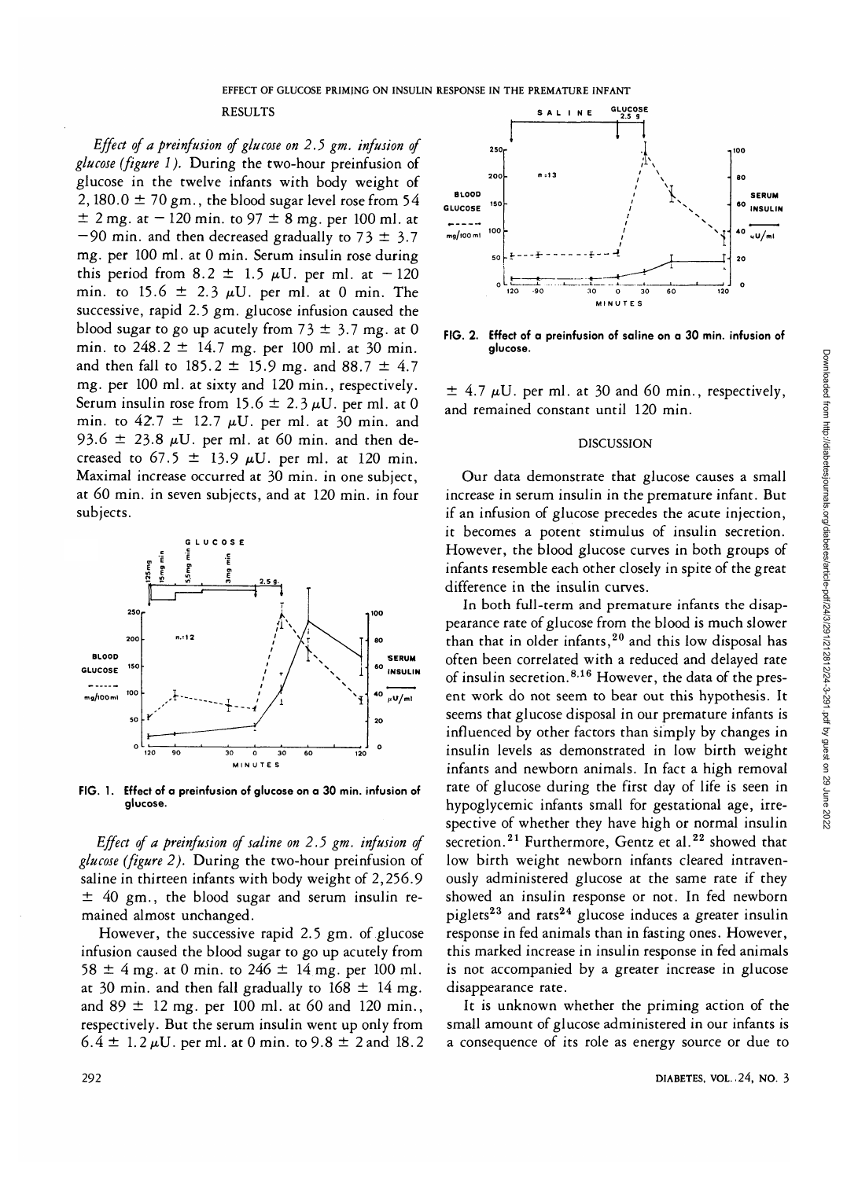## RESULTS

*Effect of a preinfusion of glucose on 2.5 gm. infusion of glucose (figure 1).* During the two-hour preinfusion of glucose in the twelve infants with body weight of 2,180.0 ± 70 gm., the blood sugar level rose from 54 ± 2 mg. at −120 min. to 97 ± 8 mg. per 100 ml. at −90 min. and then decreased gradually to 73 ± 3.7 mg. per 100 ml. at 0 min. Serum insulin rose during this period from 8.2 ± 1.5 μU. per ml. at −120 min. to 15.6 ± 2.3 μU. per ml. at 0 min. The successive, rapid 2.5 gm. glucose infusion caused the blood sugar to go up acutely from 73 ± 3.7 mg. at 0 min. to 248.2 ± 14.7 mg. per 100 ml. at 30 min. and then fall to 185.2 ± 15.9 mg. and 88.7 ± 4.7 mg. per 100 ml. at sixty and 120 min., respectively. Serum insulin rose from 15.6 ± 2.3 μU. per ml. at 0 min. to 42.7 ± 12.7 μU. per ml. at 30 min. and 93.6 ± 23.8 μU. per ml. at 60 min. and then decreased to 67.5 ± 13.9 μU. per ml. at 120 min. Maximal increase occurred at 30 min. in one subject, at 60 min. in seven subjects, and at 120 min. in four subjects.

FIG. 1. Effect of a preinfusion of glucose on a 30 min. infusion of glucose.

*Effect of a preinfusion of saline on 2.5 gm. infusion of glucose (figure 2).* During the two-hour preinfusion of saline in thirteen infants with body weight of 2,256.9 ± 40 gm., the blood sugar and serum insulin remained almost unchanged.

However, the successive rapid 2.5 gm. of glucose infusion caused the blood sugar to go up acutely from 58 ± 4 mg. at 0 min. to 246 ± 14 mg. per 100 ml. at 30 min. and then fall gradually to 168 ± 14 mg. and 89 ± 12 mg. per 100 ml. at 60 and 120 min., respectively. But the serum insulin went up only from 6.4 ± 1.2 μU. per ml. at 0 min. to 9.8 ± 2 and 18.2 ± 4.7 μU. per ml. at 30 and 60 min., respectively, and remained constant until 120 min.

FIG. 2. Effect of a preinfusion of saline on a 30 min. infusion of glucose.

## DISCUSSION

Our data demonstrate that glucose causes a small increase in serum insulin in the premature infant. But if an infusion of glucose precedes the acute injection, it becomes a potent stimulus of insulin secretion. However, the blood glucose curves in both groups of infants resemble each other closely in spite of the great difference in the insulin curves.

In both full-term and premature infants the disappearance rate of glucose from the blood is much slower than that in older infants,[20] and this low disposal has often been correlated with a reduced and delayed rate of insulin secretion.[8,16] However, the data of the present work do not seem to bear out this hypothesis. It seems that glucose disposal in our premature infants is influenced by other factors than simply by changes in insulin levels as demonstrated in low birth weight infants and newborn animals. In fact a high removal rate of glucose during the first day of life is seen in hypoglycemic infants small for gestational age, irrespective of whether they have high or normal insulin secretion.[21] Furthermore, Gentz et al.[22] showed that low birth weight newborn infants cleared intravenously administered glucose at the same rate if they showed an insulin response or not. In fed newborn piglets[23] and rats[24] glucose induces a greater insulin response in fed animals than in fasting ones. However, this marked increase in insulin response in fed animals is not accompanied by a greater increase in glucose disappearance rate.

It is unknown whether the priming action of the small amount of glucose administered in our infants is a consequence of its role as energy source or due to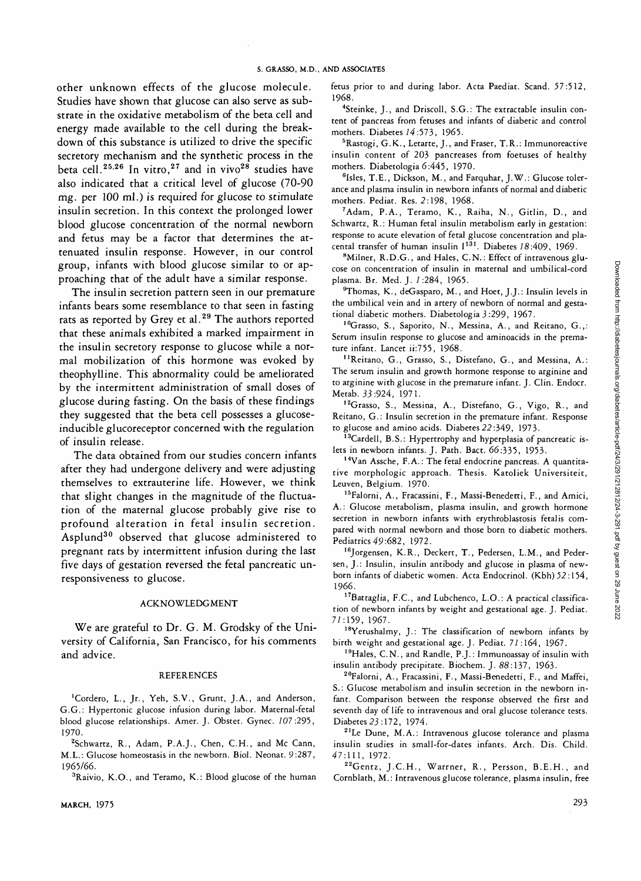other unknown effects of the glucose molecule. Studies have shown that glucose can also serve as substrate in the oxidative metabolism of the beta cell and energy made available to the cell during the breakdown of this substance is utilized to drive the specific secretory mechanism and the synthetic process in the beta cell.[25,26] In vitro,[27] and in vivo[28] studies have also indicated that a critical level of glucose (70-90 mg. per 100 ml.) is required for glucose to stimulate insulin secretion. In this context the prolonged lower blood glucose concentration of the normal newborn and fetus may be a factor that determines the attenuated insulin response. However, in our control group, infants with blood glucose similar to or approaching that of the adult have a similar response.

The insulin secretion pattern seen in our premature infants bears some resemblance to that seen in fasting rats as reported by Grey et al.[29] The authors reported that these animals exhibited a marked impairment in the insulin secretory response to glucose while a normal mobilization of this hormone was evoked by theophylline. This abnormality could be ameliorated by the intermittent administration of small doses of glucose during fasting. On the basis of these findings they suggested that the beta cell possesses a glucose-inducible glucoreceptor concerned with the regulation of insulin release.

The data obtained from our studies concern infants after they had undergone delivery and were adjusting themselves to extrauterine life. However, we think that slight changes in the magnitude of the fluctuation of the maternal glucose probably give rise to profound alteration in fetal insulin secretion. Asplund[30] observed that glucose administered to pregnant rats by intermittent infusion during the last five days of gestation reversed the fetal pancreatic unresponsiveness to glucose.

## ACKNOWLEDGMENT

We are grateful to Dr. G. M. Grodsky of the University of California, San Francisco, for his comments and advice.

## REFERENCES

[1]Cordero, L., Jr., Yeh, S.V., Grunt, J.A., and Anderson, G.G.: Hypertonic glucose infusion during labor. Maternal-fetal blood glucose relationships. Amer. J. Obstet. Gynec. *107*:295, 1970.

[2]Schwartz, R., Adam, P.A.J., Chen, C.H., and Mc Cann, M.L.: Glucose homeostasis in the newborn. Biol. Neonat. *9*:287, 1965/66.

[3]Raivio, K.O., and Teramo, K.: Blood glucose of the human fetus prior to and during labor. Acta Paediat. Scand. *57*:512, 1968.

[4]Steinke, J., and Driscoll, S.G.: The extractable insulin content of pancreas from fetuses and infants of diabetic and control mothers. Diabetes *14*:573, 1965.

[5]Rastogi, G.K., Letarte, J., and Fraser, T.R.: Immunoreactive insulin content of 203 pancreases from foetuses of healthy mothers. Diabetologia *6*:445, 1970.

[6]Isles, T.E., Dickson, M., and Farquhar, J.W.: Glucose tolerance and plasma insulin in newborn infants of normal and diabetic mothers. Pediat. Res. *2*:198, 1968.

[7]Adam, P.A., Teramo, K., Raiha, N., Gitlin, D., and Schwartz, R.: Human fetal insulin metabolism early in gestation: response to acute elevation of fetal glucose concentration and placental transfer of human insulin $I^{131}$. Diabetes *18*:409, 1969.

[8]Milner, R.D.G., and Hales, C.N.: Effect of intravenous glucose on concentration of insulin in maternal and umbilical-cord plasma. Br. Med. J. *1*:284, 1965.

[9]Thomas, K., deGasparo, M., and Hoet, J.J.: Insulin levels in the umbilical vein and in artery of newborn of normal and gestational diabetic mothers. Diabetologia *3*:299, 1967.

[10]Grasso, S., Saporito, N., Messina, A., and Reitano, G.,: Serum insulin response to glucose and aminoacids in the premature infant. Lancet ii:755, 1968.

[11]Reitano, G., Grasso, S., Distefano, G., and Messina, A.: The serum insulin and growth hormone response to arginine and to arginine with glucose in the premature infant. J. Clin. Endocr. Metab. *33*:924, 1971.

[12]Grasso, S., Messina, A., Distefano, G., Vigo, R., and Reitano, G.: Insulin secretion in the premature infant. Response to glucose and amino acids. Diabetes *22*:349, 1973.

[13]Cardell, B.S.: Hypertrophy and hyperplasia of pancreatic islets in newborn infants. J. Path. Bact. *66*:335, 1953.

[14]Van Assche, F.A.: The fetal endocrine pancreas. A quantitative morphologic approach. Thesis. Katoliek Universiteit, Leuven, Belgium. 1970.

[15]Falorni, A., Fracassini, F., Massi-Benedetti, F., and Amici, A.: Glucose metabolism, plasma insulin, and growth hormone secretion in newborn infants with erythroblastosis fetalis compared with normal newborn and those born to diabetic mothers. Pediatrics *49*:682, 1972.

[16]Jorgensen, K.R., Deckert, T., Pedersen, L.M., and Pedersen, J.: Insulin, insulin antibody and glucose in plasma of newborn infants of diabetic women. Acta Endocrinol. (Kbh) *52*:154, 1966.

[17]Battaglia, F.C., and Lubchenco, L.O.: A practical classification of newborn infants by weight and gestational age. J. Pediat. *71*:159, 1967.

[18]Yerushalmy, J.: The classification of newborn infants by birth weight and gestational age. J. Pediat. *71*:164, 1967.

[19]Hales, C.N., and Randle, P.J.: Immunoassay of insulin with insulin antibody precipitate. Biochem. J. *88*:137, 1963.

[20]Falorni, A., Fracassini, F., Massi-Benedetti, F., and Maffei, S.: Glucose metabolism and insulin secretion in the newborn infant. Comparison between the response observed the first and seventh day of life to intravenous and oral glucose tolerance tests. Diabetes *23*:172, 1974.

[21]Le Dune, M.A.: Intravenous glucose tolerance and plasma insulin studies in small-for-dates infants. Arch. Dis. Child. *47*:111, 1972.

[22]Gentz, J.C.H., Warrner, R., Persson, B.E.H., and Cornblath, M.: Intravenous glucose tolerance, plasma insulin, free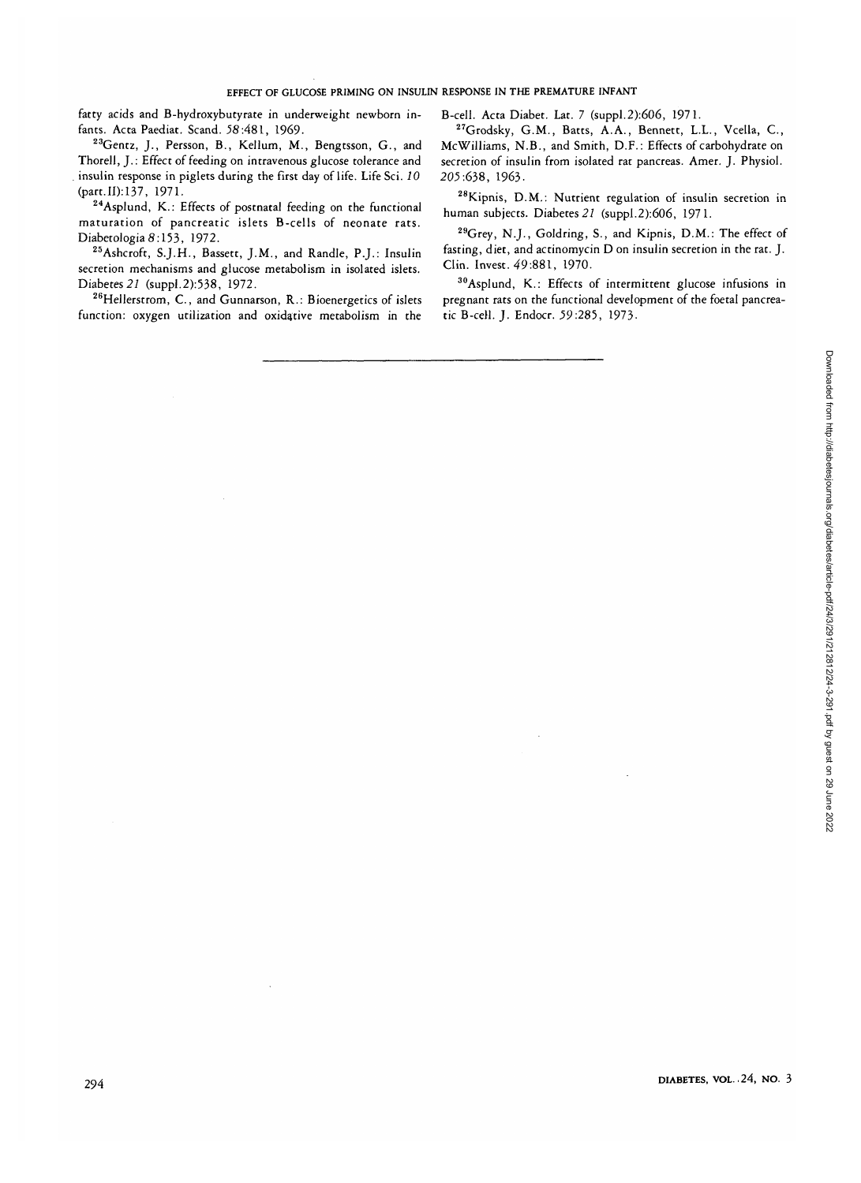fatty acids and B-hydroxybutyrate in underweight newborn infants. Acta Paediat. Scand. 58:481, 1969.

[23]Gentz, J., Persson, B., Kellum, M., Bengtsson, G., and Thorell, J.: Effect of feeding on intravenous glucose tolerance and insulin response in piglets during the first day of life. Life Sci. 10 (part.II):137, 1971.

[24]Asplund, K.: Effects of postnatal feeding on the functional maturation of pancreatic islets B-cells of neonate rats. Diabetologia 8:153, 1972.

[25]Ashcroft, S.J.H., Bassett, J.M., and Randle, P.J.: Insulin secretion mechanisms and glucose metabolism in isolated islets. Diabetes 21 (suppl.2):538, 1972.

[26]Hellerstrom, C., and Gunnarson, R.: Bioenergetics of islets function: oxygen utilization and oxidative metabolism in the B-cell. Acta Diabet. Lat. 7 (suppl.2):606, 1971.

[27]Grodsky, G.M., Batts, A.A., Bennett, L.L., Vcella, C., McWilliams, N.B., and Smith, D.F.: Effects of carbohydrate on secretion of insulin from isolated rat pancreas. Amer. J. Physiol. 205:638, 1963.

[28]Kipnis, D.M.: Nutrient regulation of insulin secretion in human subjects. Diabetes 21 (suppl.2):606, 1971.

[29]Grey, N.J., Goldring, S., and Kipnis, D.M.: The effect of fasting, diet, and actinomycin D on insulin secretion in the rat. J. Clin. Invest. 49:881, 1970.

[30]Asplund, K.: Effects of intermittent glucose infusions in pregnant rats on the functional development of the foetal pancreatic B-cell. J. Endocr. 59:285, 1973.